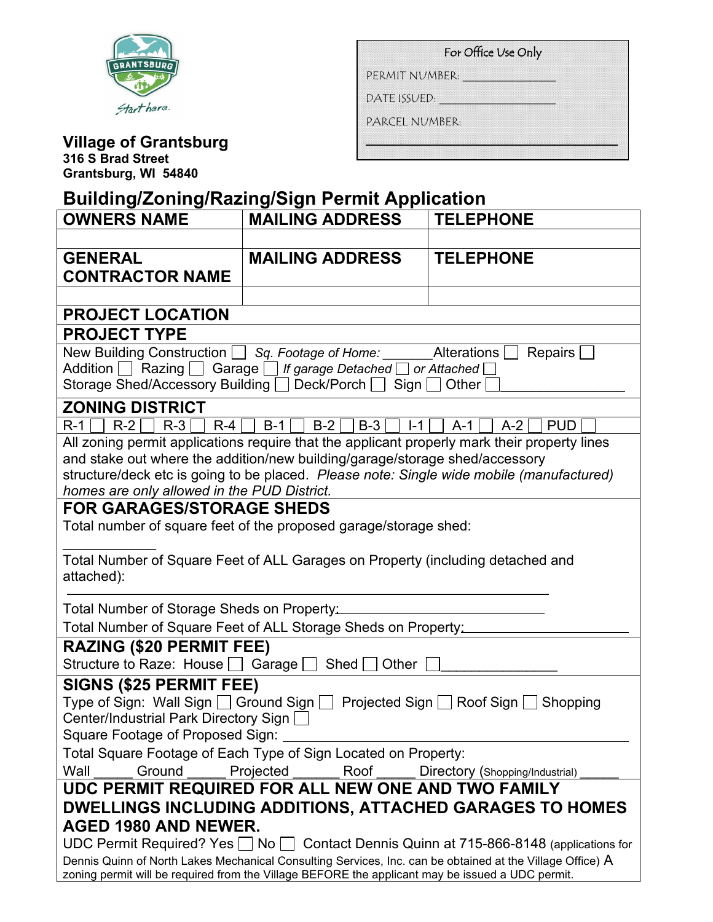Village of Grantsburg
316 S Brad Street
Grantsburg, WI 54840

| For Office Use Only |
|---|
| PERMIT NUMBER: ______________ |
| DATE ISSUED: ______________ |
| PARCEL NUMBER: ______________ |

# Building/Zoning/Razing/Sign Permit Application

| OWNERS NAME | MAILING ADDRESS | TELEPHONE |
|---|---|---|
| | | |
| **GENERAL CONTRACTOR NAME** | **MAILING ADDRESS** | **TELEPHONE** |
| | | |

## PROJECT LOCATION

## PROJECT TYPE

New Building Construction ☐ *Sq. Footage of Home:* ______ Alterations ☐ Repairs ☐
Addition ☐ Razing ☐ Garage ☐ *If garage Detached* ☐ *or Attached* ☐
Storage Shed/Accessory Building ☐ Deck/Porch ☐ Sign ☐ Other ☐ ________________

## ZONING DISTRICT

R-1 ☐ R-2 ☐ R-3 ☐ R-4 ☐ B-1 ☐ B-2 ☐ B-3 ☐ I-1 ☐ A-1 ☐ A-2 ☐ PUD ☐

All zoning permit applications require that the applicant properly mark their property lines and stake out where the addition/new building/garage/storage shed/accessory structure/deck etc is going to be placed. *Please note: Single wide mobile (manufactured) homes are only allowed in the PUD District.*

## FOR GARAGES/STORAGE SHEDS

Total number of square feet of the proposed garage/storage shed: ____________

Total Number of Square Feet of ALL Garages on Property (including detached and attached): ________________________________________

Total Number of Storage Sheds on Property: ______________________

Total Number of Square Feet of ALL Storage Sheds on Property: ______________________

## RAZING ($20 PERMIT FEE)

Structure to Raze: House ☐ Garage ☐ Shed ☐ Other ☐ ______________

## SIGNS ($25 PERMIT FEE)

Type of Sign: Wall Sign ☐ Ground Sign ☐ Projected Sign ☐ Roof Sign ☐ Shopping Center/Industrial Park Directory Sign ☐

Square Footage of Proposed Sign: ______________________

Total Square Footage of Each Type of Sign Located on Property:
Wall _____ Ground _____ Projected ______ Roof _____ Directory (Shopping/Industrial) _____

## UDC PERMIT REQUIRED FOR ALL NEW ONE AND TWO FAMILY DWELLINGS INCLUDING ADDITIONS, ATTACHED GARAGES TO HOMES AGED 1980 AND NEWER.

UDC Permit Required? Yes ☐ No ☐ Contact Dennis Quinn at 715-866-8148 (applications for Dennis Quinn of North Lakes Mechanical Consulting Services, Inc. can be obtained at the Village Office) A zoning permit will be required from the Village BEFORE the applicant may be issued a UDC permit.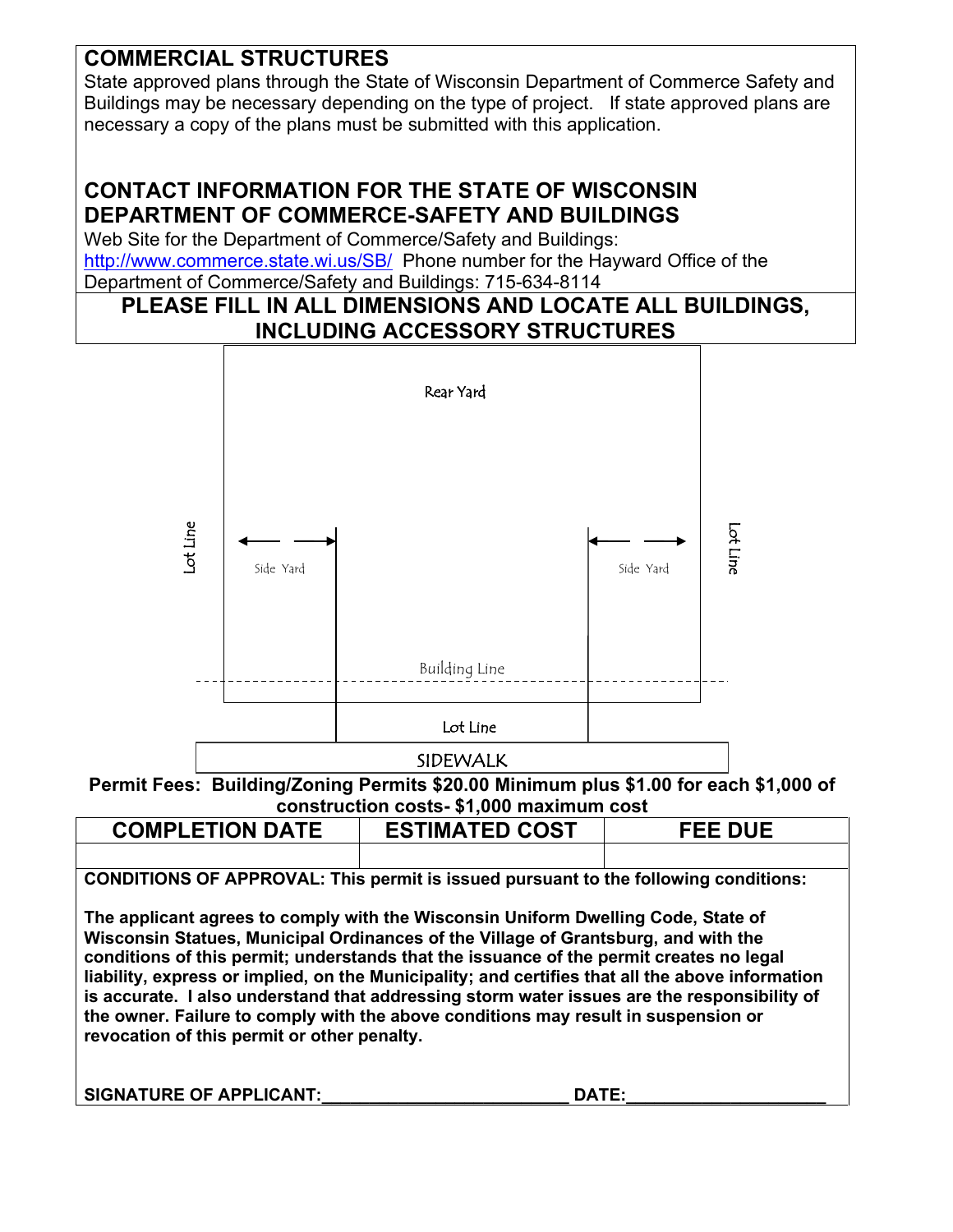## COMMERCIAL STRUCTURES

State approved plans through the State of Wisconsin Department of Commerce Safety and Buildings may be necessary depending on the type of project. If state approved plans are necessary a copy of the plans must be submitted with this application.

## CONTACT INFORMATION FOR THE STATE OF WISCONSIN DEPARTMENT OF COMMERCE-SAFETY AND BUILDINGS

Web Site for the Department of Commerce/Safety and Buildings: http://www.commerce.state.wi.us/SB/ Phone number for the Hayward Office of the Department of Commerce/Safety and Buildings: 715-634-8114

**PLEASE FILL IN ALL DIMENSIONS AND LOCATE ALL BUILDINGS, INCLUDING ACCESSORY STRUCTURES**

Rear Yard

Lot Line

Side Yard

Side Yard

Lot Line

Building Line

Lot Line

SIDEWALK

**Permit Fees: Building/Zoning Permits $20.00 Minimum plus $1.00 for each $1,000 of construction costs- $1,000 maximum cost**

| COMPLETION DATE | ESTIMATED COST | FEE DUE |
|---|---|---|
| | | |

**CONDITIONS OF APPROVAL: This permit is issued pursuant to the following conditions:**

**The applicant agrees to comply with the Wisconsin Uniform Dwelling Code, State of Wisconsin Statues, Municipal Ordinances of the Village of Grantsburg, and with the conditions of this permit; understands that the issuance of the permit creates no legal liability, express or implied, on the Municipality; and certifies that all the above information is accurate. I also understand that addressing storm water issues are the responsibility of the owner. Failure to comply with the above conditions may result in suspension or revocation of this permit or other penalty.**

**SIGNATURE OF APPLICANT:_________________________ DATE:____________________**